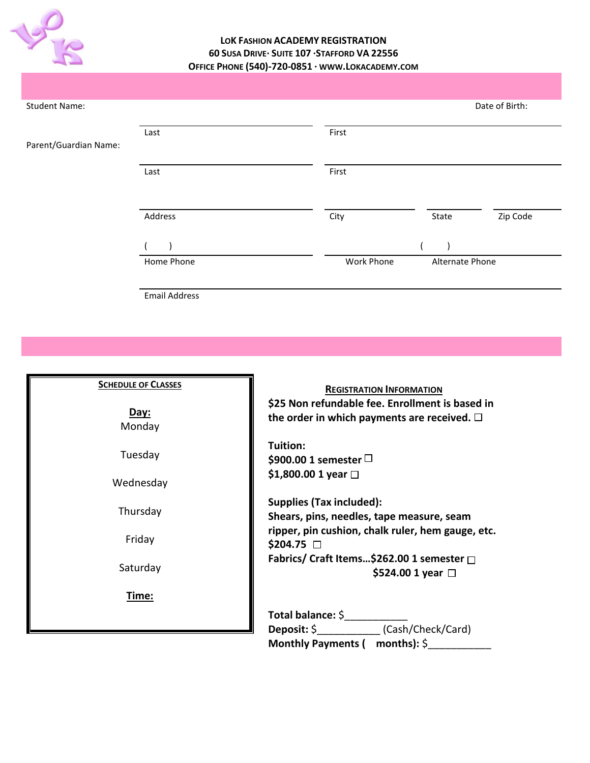# LoK Fashion Academy Registration

**60 Susa Drive· Suite 107 ·Stafford VA 22556**
**Office Phone (540)-720-0851 · www.LokAcademy.com**

Student Name: Date of Birth:

Last First

Parent/Guardian Name:

Last First

Address City State Zip Code

( ) ( )

Home Phone Work Phone Alternate Phone

Email Address

---

**Schedule of Classes**

**Day:**

Monday

Tuesday

Wednesday

Thursday

Friday

Saturday

**Time:**

---

**Registration Information**

**$25 Non refundable fee. Enrollment is based in the order in which payments are received. ☐**

**Tuition:**
**$900.00 1 semester ☐**
**$1,800.00 1 year ☐**

**Supplies (Tax included):**
**Shears, pins, needles, tape measure, seam ripper, pin cushion, chalk ruler, hem gauge, etc. $204.75 ☐**
**Fabrics/ Craft Items…$262.00 1 semester ☐**
**$524.00 1 year ☐**

**Total balance:** $___________
**Deposit:** $___________ (Cash/Check/Card)
**Monthly Payments ( months):** $___________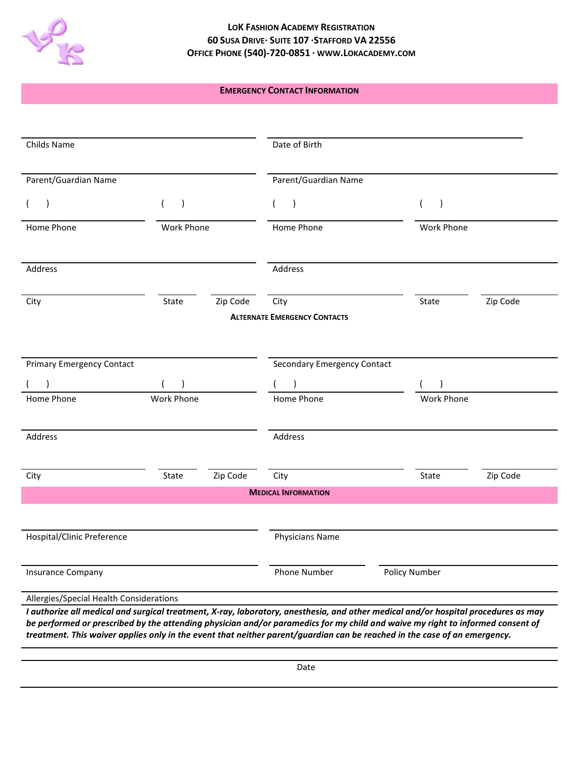**LOK FASHION ACADEMY REGISTRATION**
**60 SUSA DRIVE· SUITE 107 ·STAFFORD VA 22556**
**OFFICE PHONE (540)-720-0851 · WWW.LOKACADEMY.COM**

## EMERGENCY CONTACT INFORMATION

Childs Name ______________________ Date of Birth ______________________

Parent/Guardian Name ______________________ Parent/Guardian Name ______________________

( ) Home Phone ( ) Work Phone ( ) Home Phone ( ) Work Phone

Address ______________________ Address ______________________

City State Zip Code City State Zip Code

### ALTERNATE EMERGENCY CONTACTS

Primary Emergency Contact ______________________ Secondary Emergency Contact ______________________

( ) Home Phone ( ) Work Phone ( ) Home Phone ( ) Work Phone

Address ______________________ Address ______________________

City State Zip Code City State Zip Code

## MEDICAL INFORMATION

Hospital/Clinic Preference ______________________ Physicians Name ______________________

Insurance Company ______________________ Phone Number ______________________ Policy Number ______________________

Allergies/Special Health Considerations ______________________

***I authorize all medical and surgical treatment, X-ray, laboratory, anesthesia, and other medical and/or hospital procedures as may be performed or prescribed by the attending physician and/or paramedics for my child and waive my right to informed consent of treatment. This waiver applies only in the event that neither parent/guardian can be reached in the case of an emergency.***

______________________ Date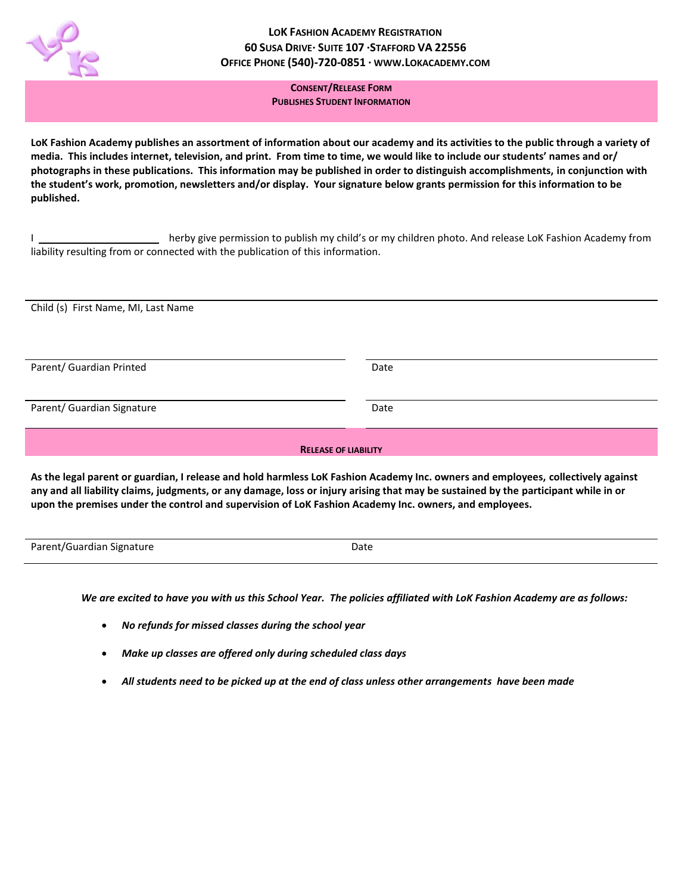**LoK Fashion Academy Registration**
**60 Susa Drive· Suite 107 ·Stafford VA 22556**
**Office Phone (540)-720-0851 · www.Lokacademy.com**

**Consent/Release Form**
**Publishes Student Information**

**LoK Fashion Academy publishes an assortment of information about our academy and its activities to the public through a variety of media. This includes internet, television, and print. From time to time, we would like to include our students' names and or/ photographs in these publications. This information may be published in order to distinguish accomplishments, in conjunction with the student's work, promotion, newsletters and/or display. Your signature below grants permission for this information to be published.**

I ______________________ herby give permission to publish my child's or my children photo. And release LoK Fashion Academy from liability resulting from or connected with the publication of this information.

Child (s) First Name, MI, Last Name

Parent/ Guardian Printed &emsp;&emsp; Date

Parent/ Guardian Signature &emsp;&emsp; Date

**Release of liability**

**As the legal parent or guardian, I release and hold harmless LoK Fashion Academy Inc. owners and employees, collectively against any and all liability claims, judgments, or any damage, loss or injury arising that may be sustained by the participant while in or upon the premises under the control and supervision of LoK Fashion Academy Inc. owners, and employees.**

Parent/Guardian Signature &emsp;&emsp; Date

***We are excited to have you with us this School Year. The policies affiliated with LoK Fashion Academy are as follows:***

- ***No refunds for missed classes during the school year***
- ***Make up classes are offered only during scheduled class days***
- ***All students need to be picked up at the end of class unless other arrangements have been made***